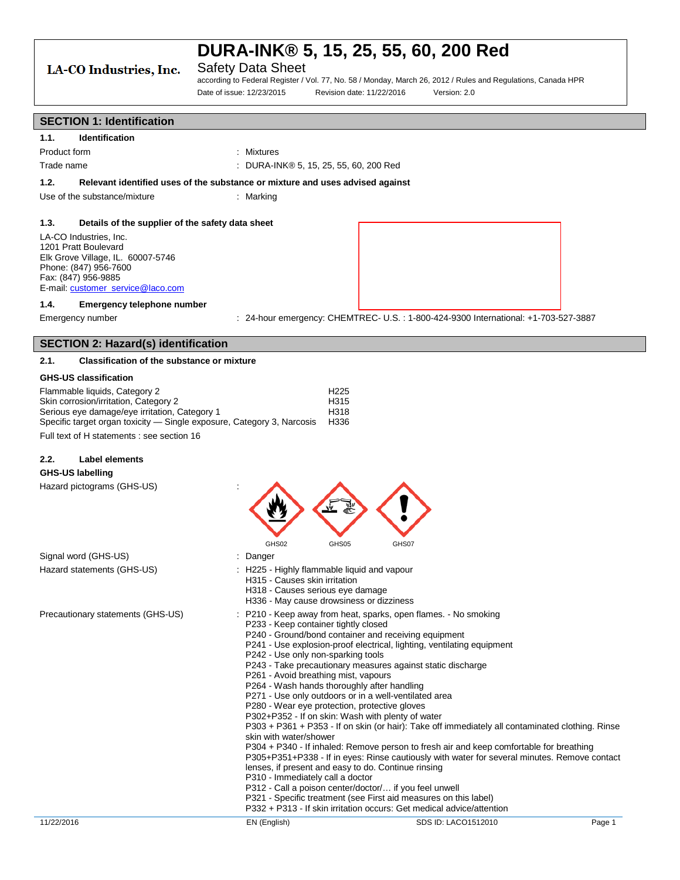# DURA-INK® 5, 15, 25, 55, 60, 200 Red

LA-CO Industries, Inc.

Safety Data Sheet

according to Federal Register / Vol. 77, No. 58 / Monday, March 26, 2012 / Rules and Regulations, Canada HPR

Date of issue: 12/23/2015 Revision date: 11/22/2016 Version: 2.0

## SECTION 1: Identification

### 1.1. Identification

Product form : Mixtures

Trade name : DURA-INK® 5, 15, 25, 55, 60, 200 Red

### 1.2. Relevant identified uses of the substance or mixture and uses advised against

Use of the substance/mixture : Marking

### 1.3. Details of the supplier of the safety data sheet

LA-CO Industries, Inc.
1201 Pratt Boulevard
Elk Grove Village, IL. 60007-5746
Phone: (847) 956-7600
Fax: (847) 956-9885
E-mail: customer_service@laco.com

### 1.4. Emergency telephone number

Emergency number : 24-hour emergency: CHEMTREC- U.S. : 1-800-424-9300 International: +1-703-527-3887

## SECTION 2: Hazard(s) identification

### 2.1. Classification of the substance or mixture

**GHS-US classification**

| | |
|---|---|
| Flammable liquids, Category 2 | H225 |
| Skin corrosion/irritation, Category 2 | H315 |
| Serious eye damage/eye irritation, Category 1 | H318 |
| Specific target organ toxicity — Single exposure, Category 3, Narcosis | H336 |

Full text of H statements : see section 16

### 2.2. Label elements

**GHS-US labelling**

Hazard pictograms (GHS-US) :

GHS02 GHS05 GHS07

Signal word (GHS-US) : Danger

Hazard statements (GHS-US) : H225 - Highly flammable liquid and vapour
H315 - Causes skin irritation
H318 - Causes serious eye damage
H336 - May cause drowsiness or dizziness

Precautionary statements (GHS-US) : P210 - Keep away from heat, sparks, open flames. - No smoking
P233 - Keep container tightly closed
P240 - Ground/bond container and receiving equipment
P241 - Use explosion-proof electrical, lighting, ventilating equipment
P242 - Use only non-sparking tools
P243 - Take precautionary measures against static discharge
P261 - Avoid breathing mist, vapours
P264 - Wash hands thoroughly after handling
P271 - Use only outdoors or in a well-ventilated area
P280 - Wear eye protection, protective gloves
P302+P352 - If on skin: Wash with plenty of water
P303 + P361 + P353 - If on skin (or hair): Take off immediately all contaminated clothing. Rinse skin with water/shower
P304 + P340 - If inhaled: Remove person to fresh air and keep comfortable for breathing
P305+P351+P338 - If in eyes: Rinse cautiously with water for several minutes. Remove contact lenses, if present and easy to do. Continue rinsing
P310 - Immediately call a doctor
P312 - Call a poison center/doctor/… if you feel unwell
P321 - Specific treatment (see First aid measures on this label)
P332 + P313 - If skin irritation occurs: Get medical advice/attention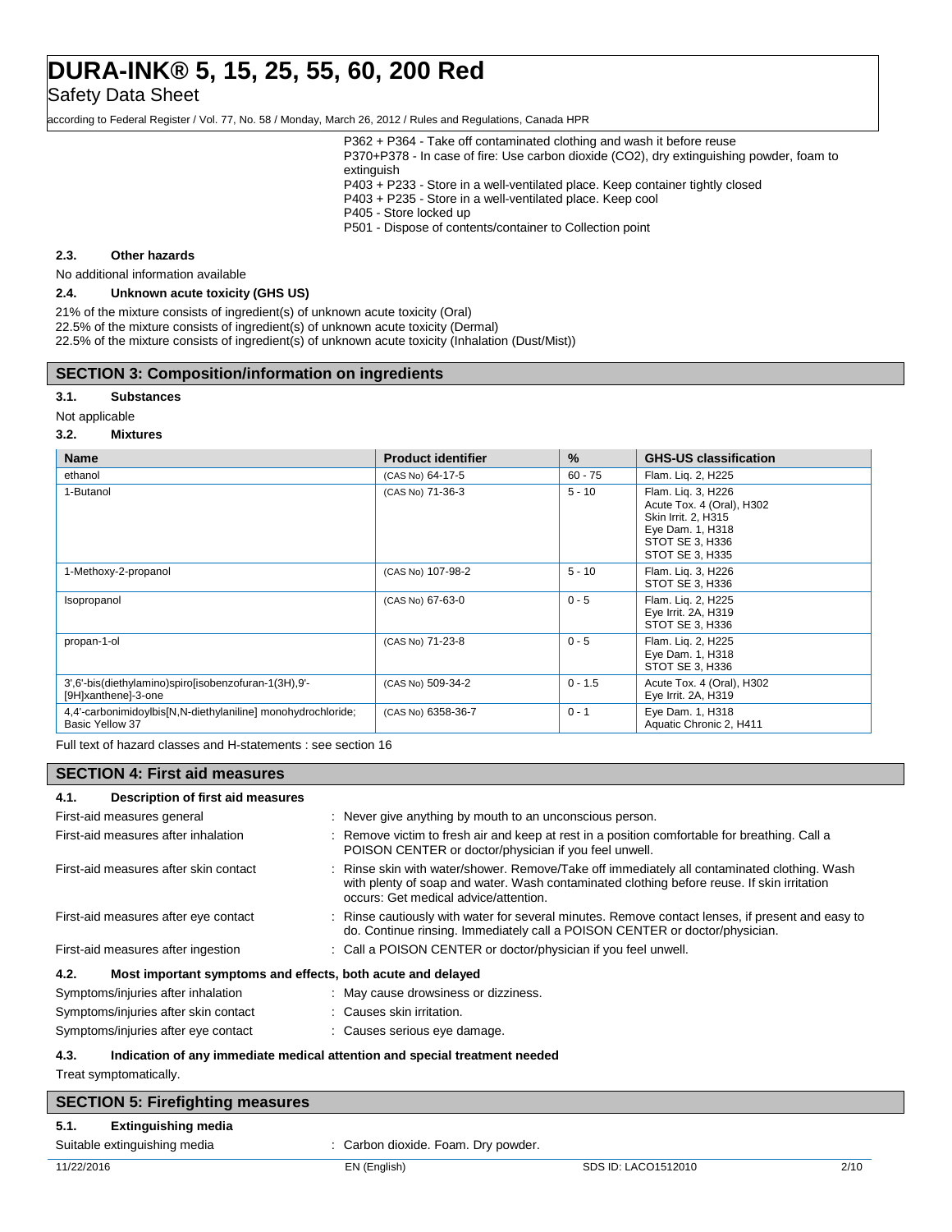P362 + P364 - Take off contaminated clothing and wash it before reuse
P370+P378 - In case of fire: Use carbon dioxide (CO2), dry extinguishing powder, foam to extinguish
P403 + P233 - Store in a well-ventilated place. Keep container tightly closed
P403 + P235 - Store in a well-ventilated place. Keep cool
P405 - Store locked up
P501 - Dispose of contents/container to Collection point

### 2.3. Other hazards

No additional information available

### 2.4. Unknown acute toxicity (GHS US)

21% of the mixture consists of ingredient(s) of unknown acute toxicity (Oral)
22.5% of the mixture consists of ingredient(s) of unknown acute toxicity (Dermal)
22.5% of the mixture consists of ingredient(s) of unknown acute toxicity (Inhalation (Dust/Mist))

## SECTION 3: Composition/information on ingredients

### 3.1. Substances

Not applicable

### 3.2. Mixtures

| Name | Product identifier | % | GHS-US classification |
|---|---|---|---|
| ethanol | (CAS No) 64-17-5 | 60 - 75 | Flam. Liq. 2, H225 |
| 1-Butanol | (CAS No) 71-36-3 | 5 - 10 | Flam. Liq. 3, H226<br>Acute Tox. 4 (Oral), H302<br>Skin Irrit. 2, H315<br>Eye Dam. 1, H318<br>STOT SE 3, H336<br>STOT SE 3, H335 |
| 1-Methoxy-2-propanol | (CAS No) 107-98-2 | 5 - 10 | Flam. Liq. 3, H226<br>STOT SE 3, H336 |
| Isopropanol | (CAS No) 67-63-0 | 0 - 5 | Flam. Liq. 2, H225<br>Eye Irrit. 2A, H319<br>STOT SE 3, H336 |
| propan-1-ol | (CAS No) 71-23-8 | 0 - 5 | Flam. Liq. 2, H225<br>Eye Dam. 1, H318<br>STOT SE 3, H336 |
| 3',6'-bis(diethylamino)spiro[isobenzofuran-1(3H),9'-[9H]xanthene]-3-one | (CAS No) 509-34-2 | 0 - 1.5 | Acute Tox. 4 (Oral), H302<br>Eye Irrit. 2A, H319 |
| 4,4'-carbonimidoylbis[N,N-diethylaniline] monohydrochloride; Basic Yellow 37 | (CAS No) 6358-36-7 | 0 - 1 | Eye Dam. 1, H318<br>Aquatic Chronic 2, H411 |

Full text of hazard classes and H-statements : see section 16

## SECTION 4: First aid measures

### 4.1. Description of first aid measures

First-aid measures general : Never give anything by mouth to an unconscious person.

First-aid measures after inhalation : Remove victim to fresh air and keep at rest in a position comfortable for breathing. Call a POISON CENTER or doctor/physician if you feel unwell.

First-aid measures after skin contact : Rinse skin with water/shower. Remove/Take off immediately all contaminated clothing. Wash with plenty of soap and water. Wash contaminated clothing before reuse. If skin irritation occurs: Get medical advice/attention.

First-aid measures after eye contact : Rinse cautiously with water for several minutes. Remove contact lenses, if present and easy to do. Continue rinsing. Immediately call a POISON CENTER or doctor/physician.

First-aid measures after ingestion : Call a POISON CENTER or doctor/physician if you feel unwell.

### 4.2. Most important symptoms and effects, both acute and delayed

Symptoms/injuries after inhalation : May cause drowsiness or dizziness.

Symptoms/injuries after skin contact : Causes skin irritation.

Symptoms/injuries after eye contact : Causes serious eye damage.

### 4.3. Indication of any immediate medical attention and special treatment needed

Treat symptomatically.

## SECTION 5: Firefighting measures

### 5.1. Extinguishing media

Suitable extinguishing media : Carbon dioxide. Foam. Dry powder.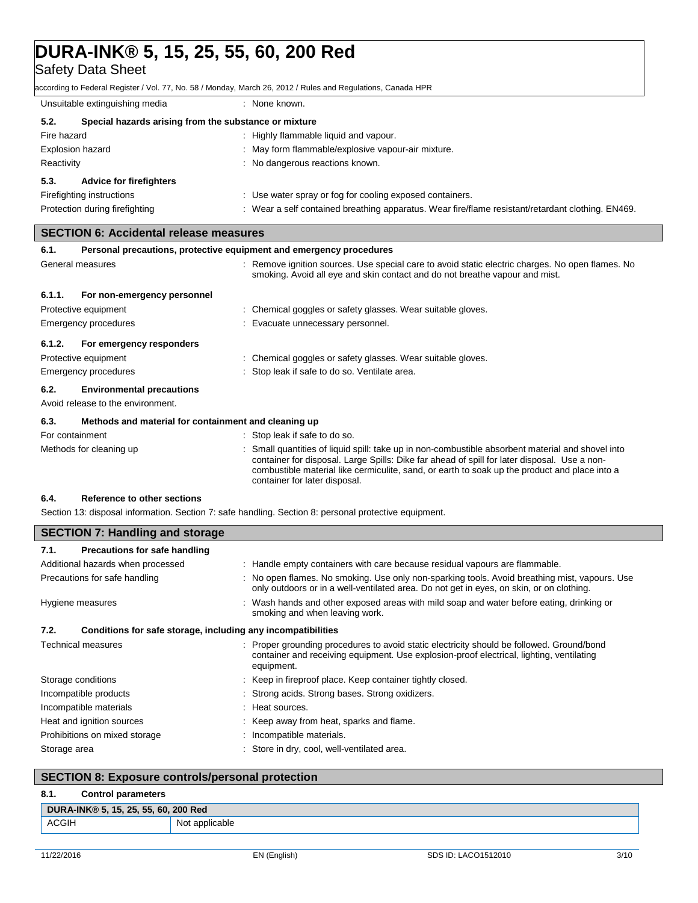| | |
|---|---|
| Unsuitable extinguishing media | : None known. |

**5.2. Special hazards arising from the substance or mixture**

| | |
|---|---|
| Fire hazard | : Highly flammable liquid and vapour. |
| Explosion hazard | : May form flammable/explosive vapour-air mixture. |
| Reactivity | : No dangerous reactions known. |

**5.3. Advice for firefighters**

| | |
|---|---|
| Firefighting instructions | : Use water spray or fog for cooling exposed containers. |
| Protection during firefighting | : Wear a self contained breathing apparatus. Wear fire/flame resistant/retardant clothing. EN469. |

## SECTION 6: Accidental release measures

**6.1. Personal precautions, protective equipment and emergency procedures**

| | |
|---|---|
| General measures | : Remove ignition sources. Use special care to avoid static electric charges. No open flames. No smoking. Avoid all eye and skin contact and do not breathe vapour and mist. |

**6.1.1. For non-emergency personnel**

| | |
|---|---|
| Protective equipment | : Chemical goggles or safety glasses. Wear suitable gloves. |
| Emergency procedures | : Evacuate unnecessary personnel. |

**6.1.2. For emergency responders**

| | |
|---|---|
| Protective equipment | : Chemical goggles or safety glasses. Wear suitable gloves. |
| Emergency procedures | : Stop leak if safe to do so. Ventilate area. |

**6.2. Environmental precautions**

Avoid release to the environment.

**6.3. Methods and material for containment and cleaning up**

| | |
|---|---|
| For containment | : Stop leak if safe to do so. |
| Methods for cleaning up | : Small quantities of liquid spill: take up in non-combustible absorbent material and shovel into container for disposal. Large Spills: Dike far ahead of spill for later disposal. Use a non-combustible material like cermiculite, sand, or earth to soak up the product and place into a container for later disposal. |

**6.4. Reference to other sections**

Section 13: disposal information. Section 7: safe handling. Section 8: personal protective equipment.

## SECTION 7: Handling and storage

**7.1. Precautions for safe handling**

| | |
|---|---|
| Additional hazards when processed | : Handle empty containers with care because residual vapours are flammable. |
| Precautions for safe handling | : No open flames. No smoking. Use only non-sparking tools. Avoid breathing mist, vapours. Use only outdoors or in a well-ventilated area. Do not get in eyes, on skin, or on clothing. |
| Hygiene measures | : Wash hands and other exposed areas with mild soap and water before eating, drinking or smoking and when leaving work. |

**7.2. Conditions for safe storage, including any incompatibilities**

| | |
|---|---|
| Technical measures | : Proper grounding procedures to avoid static electricity should be followed. Ground/bond container and receiving equipment. Use explosion-proof electrical, lighting, ventilating equipment. |
| Storage conditions | : Keep in fireproof place. Keep container tightly closed. |
| Incompatible products | : Strong acids. Strong bases. Strong oxidizers. |
| Incompatible materials | : Heat sources. |
| Heat and ignition sources | : Keep away from heat, sparks and flame. |
| Prohibitions on mixed storage | : Incompatible materials. |
| Storage area | : Store in dry, cool, well-ventilated area. |

## SECTION 8: Exposure controls/personal protection

**8.1. Control parameters**

| DURA-INK® 5, 15, 25, 55, 60, 200 Red | |
|---|---|
| ACGIH | Not applicable |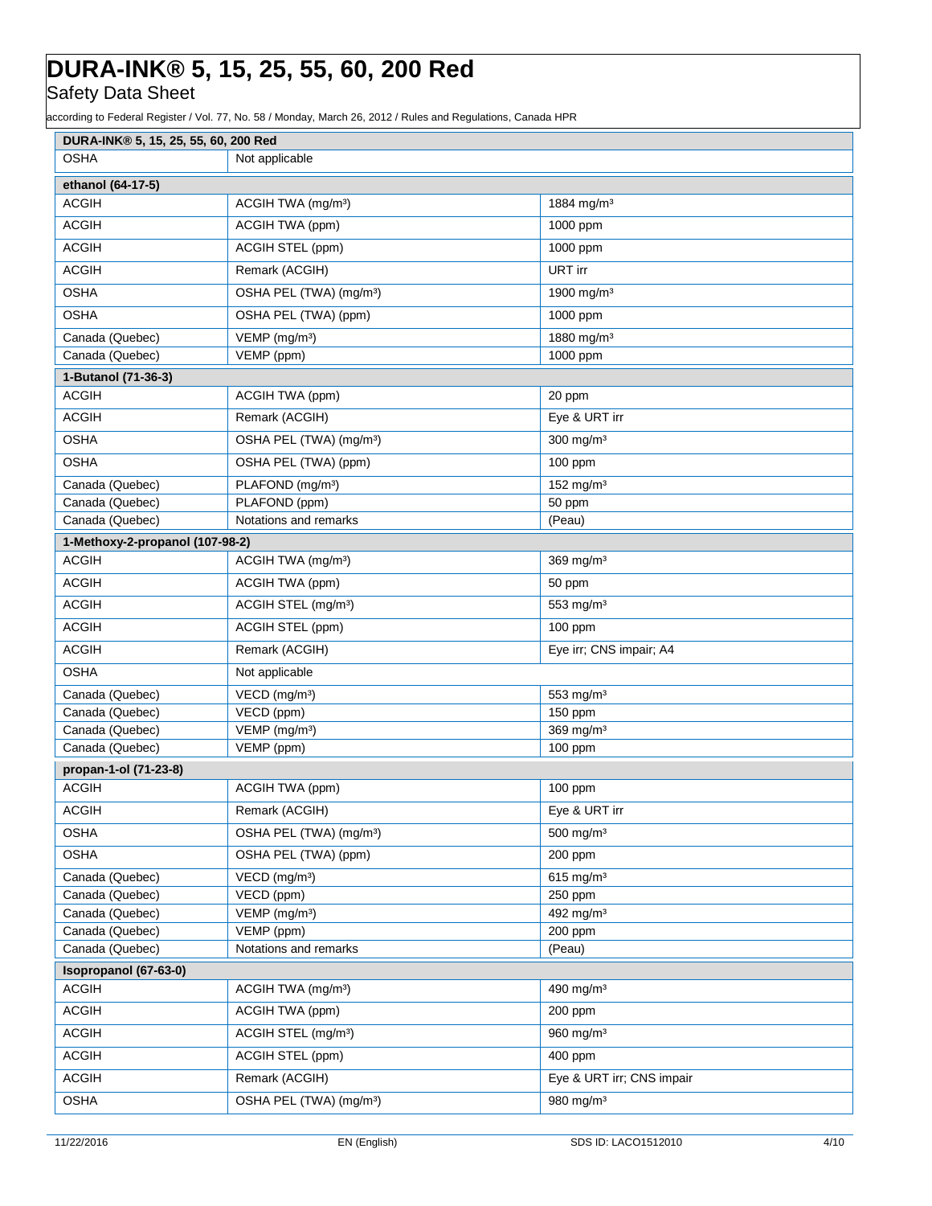| DURA-INK® 5, 15, 25, 55, 60, 200 Red | | |
|---|---|---|
| OSHA | Not applicable | |
| **ethanol (64-17-5)** | | |
| ACGIH | ACGIH TWA (mg/m³) | 1884 mg/m³ |
| ACGIH | ACGIH TWA (ppm) | 1000 ppm |
| ACGIH | ACGIH STEL (ppm) | 1000 ppm |
| ACGIH | Remark (ACGIH) | URT irr |
| OSHA | OSHA PEL (TWA) (mg/m³) | 1900 mg/m³ |
| OSHA | OSHA PEL (TWA) (ppm) | 1000 ppm |
| Canada (Quebec) | VEMP (mg/m³) | 1880 mg/m³ |
| Canada (Quebec) | VEMP (ppm) | 1000 ppm |
| **1-Butanol (71-36-3)** | | |
| ACGIH | ACGIH TWA (ppm) | 20 ppm |
| ACGIH | Remark (ACGIH) | Eye & URT irr |
| OSHA | OSHA PEL (TWA) (mg/m³) | 300 mg/m³ |
| OSHA | OSHA PEL (TWA) (ppm) | 100 ppm |
| Canada (Quebec) | PLAFOND (mg/m³) | 152 mg/m³ |
| Canada (Quebec) | PLAFOND (ppm) | 50 ppm |
| Canada (Quebec) | Notations and remarks | (Peau) |
| **1-Methoxy-2-propanol (107-98-2)** | | |
| ACGIH | ACGIH TWA (mg/m³) | 369 mg/m³ |
| ACGIH | ACGIH TWA (ppm) | 50 ppm |
| ACGIH | ACGIH STEL (mg/m³) | 553 mg/m³ |
| ACGIH | ACGIH STEL (ppm) | 100 ppm |
| ACGIH | Remark (ACGIH) | Eye irr; CNS impair; A4 |
| OSHA | Not applicable | |
| Canada (Quebec) | VECD (mg/m³) | 553 mg/m³ |
| Canada (Quebec) | VECD (ppm) | 150 ppm |
| Canada (Quebec) | VEMP (mg/m³) | 369 mg/m³ |
| Canada (Quebec) | VEMP (ppm) | 100 ppm |
| **propan-1-ol (71-23-8)** | | |
| ACGIH | ACGIH TWA (ppm) | 100 ppm |
| ACGIH | Remark (ACGIH) | Eye & URT irr |
| OSHA | OSHA PEL (TWA) (mg/m³) | 500 mg/m³ |
| OSHA | OSHA PEL (TWA) (ppm) | 200 ppm |
| Canada (Quebec) | VECD (mg/m³) | 615 mg/m³ |
| Canada (Quebec) | VECD (ppm) | 250 ppm |
| Canada (Quebec) | VEMP (mg/m³) | 492 mg/m³ |
| Canada (Quebec) | VEMP (ppm) | 200 ppm |
| Canada (Quebec) | Notations and remarks | (Peau) |
| **Isopropanol (67-63-0)** | | |
| ACGIH | ACGIH TWA (mg/m³) | 490 mg/m³ |
| ACGIH | ACGIH TWA (ppm) | 200 ppm |
| ACGIH | ACGIH STEL (mg/m³) | 960 mg/m³ |
| ACGIH | ACGIH STEL (ppm) | 400 ppm |
| ACGIH | Remark (ACGIH) | Eye & URT irr; CNS impair |
| OSHA | OSHA PEL (TWA) (mg/m³) | 980 mg/m³ |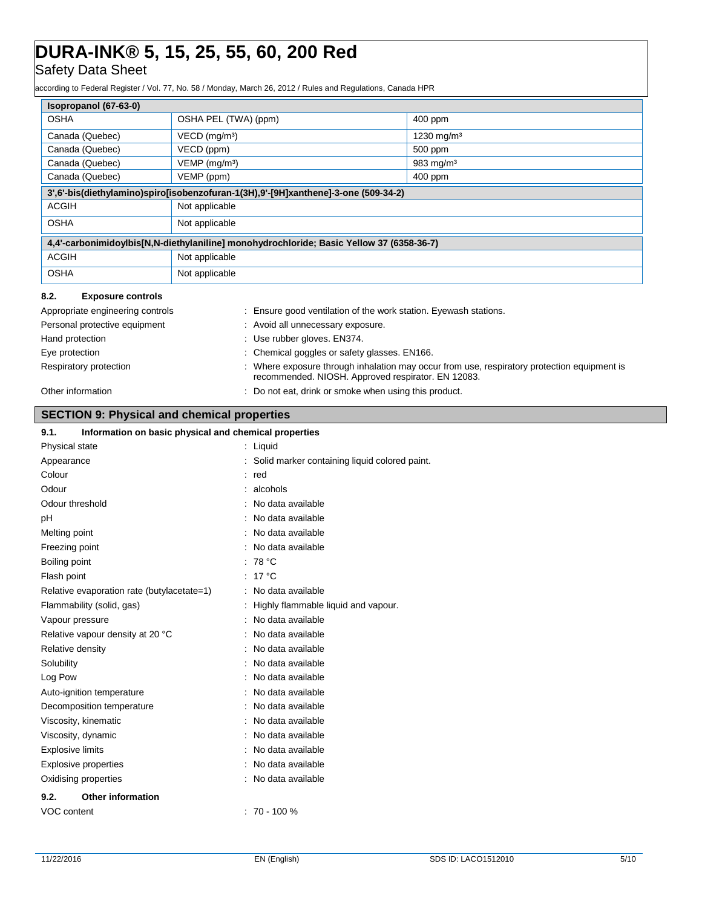| Isopropanol (67-63-0) | | |
|---|---|---|
| OSHA | OSHA PEL (TWA) (ppm) | 400 ppm |
| Canada (Quebec) | VECD (mg/m³) | 1230 mg/m³ |
| Canada (Quebec) | VECD (ppm) | 500 ppm |
| Canada (Quebec) | VEMP (mg/m³) | 983 mg/m³ |
| Canada (Quebec) | VEMP (ppm) | 400 ppm |

| 3',6'-bis(diethylamino)spiro[isobenzofuran-1(3H),9'-[9H]xanthene]-3-one (509-34-2) | |
|---|---|
| ACGIH | Not applicable |
| OSHA | Not applicable |

| 4,4'-carbonimidoylbis[N,N-diethylaniline] monohydrochloride; Basic Yellow 37 (6358-36-7) | |
|---|---|
| ACGIH | Not applicable |
| OSHA | Not applicable |

### 8.2. Exposure controls

Appropriate engineering controls : Ensure good ventilation of the work station. Eyewash stations.

Personal protective equipment : Avoid all unnecessary exposure.

Hand protection : Use rubber gloves. EN374.

Eye protection : Chemical goggles or safety glasses. EN166.

Respiratory protection : Where exposure through inhalation may occur from use, respiratory protection equipment is recommended. NIOSH. Approved respirator. EN 12083.

Other information : Do not eat, drink or smoke when using this product.

## SECTION 9: Physical and chemical properties

### 9.1. Information on basic physical and chemical properties

Physical state : Liquid

Appearance : Solid marker containing liquid colored paint.

Colour : red

Odour : alcohols

Odour threshold : No data available

pH : No data available

Melting point : No data available

Freezing point : No data available

Boiling point : 78 °C

Flash point : 17 °C

Relative evaporation rate (butylacetate=1) : No data available

Flammability (solid, gas) : Highly flammable liquid and vapour.

Vapour pressure : No data available

Relative vapour density at 20 °C : No data available

Relative density : No data available

Solubility : No data available

Log Pow : No data available

Auto-ignition temperature : No data available

Decomposition temperature : No data available

Viscosity, kinematic : No data available

Viscosity, dynamic : No data available

Explosive limits : No data available

Explosive properties : No data available

Oxidising properties : No data available

### 9.2. Other information

VOC content : 70 - 100 %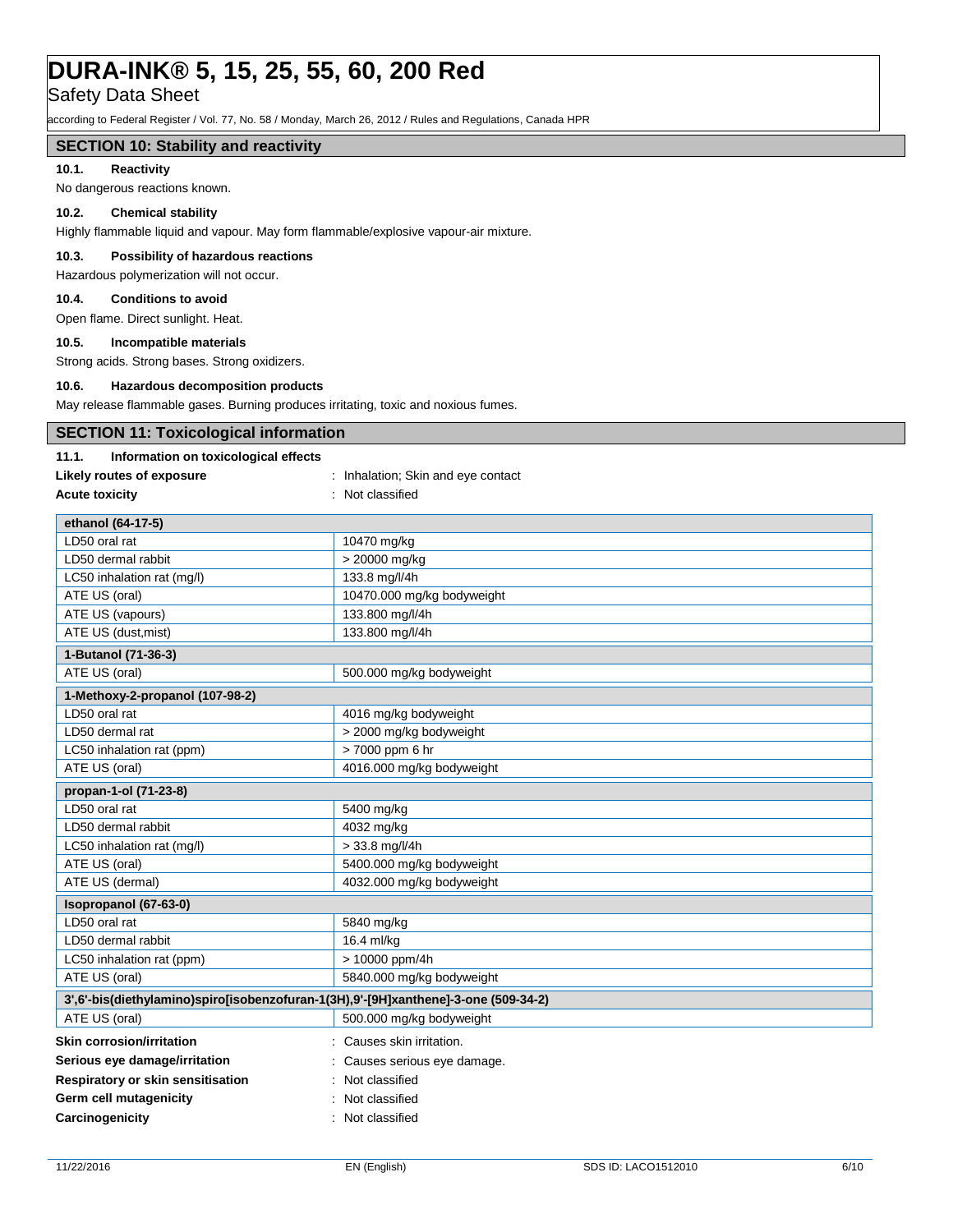## SECTION 10: Stability and reactivity

### 10.1. Reactivity

No dangerous reactions known.

### 10.2. Chemical stability

Highly flammable liquid and vapour. May form flammable/explosive vapour-air mixture.

### 10.3. Possibility of hazardous reactions

Hazardous polymerization will not occur.

### 10.4. Conditions to avoid

Open flame. Direct sunlight. Heat.

### 10.5. Incompatible materials

Strong acids. Strong bases. Strong oxidizers.

### 10.6. Hazardous decomposition products

May release flammable gases. Burning produces irritating, toxic and noxious fumes.

## SECTION 11: Toxicological information

### 11.1. Information on toxicological effects

**Likely routes of exposure** : Inhalation; Skin and eye contact

**Acute toxicity** : Not classified

| ethanol (64-17-5) | |
|---|---|
| LD50 oral rat | 10470 mg/kg |
| LD50 dermal rabbit | > 20000 mg/kg |
| LC50 inhalation rat (mg/l) | 133.8 mg/l/4h |
| ATE US (oral) | 10470.000 mg/kg bodyweight |
| ATE US (vapours) | 133.800 mg/l/4h |
| ATE US (dust,mist) | 133.800 mg/l/4h |

| 1-Butanol (71-36-3) | |
|---|---|
| ATE US (oral) | 500.000 mg/kg bodyweight |

| 1-Methoxy-2-propanol (107-98-2) | |
|---|---|
| LD50 oral rat | 4016 mg/kg bodyweight |
| LD50 dermal rat | > 2000 mg/kg bodyweight |
| LC50 inhalation rat (ppm) | > 7000 ppm 6 hr |
| ATE US (oral) | 4016.000 mg/kg bodyweight |

| propan-1-ol (71-23-8) | |
|---|---|
| LD50 oral rat | 5400 mg/kg |
| LD50 dermal rabbit | 4032 mg/kg |
| LC50 inhalation rat (mg/l) | > 33.8 mg/l/4h |
| ATE US (oral) | 5400.000 mg/kg bodyweight |
| ATE US (dermal) | 4032.000 mg/kg bodyweight |

| Isopropanol (67-63-0) | |
|---|---|
| LD50 oral rat | 5840 mg/kg |
| LD50 dermal rabbit | 16.4 ml/kg |
| LC50 inhalation rat (ppm) | > 10000 ppm/4h |
| ATE US (oral) | 5840.000 mg/kg bodyweight |

| 3',6'-bis(diethylamino)spiro[isobenzofuran-1(3H),9'-[9H]xanthene]-3-one (509-34-2) | |
|---|---|
| ATE US (oral) | 500.000 mg/kg bodyweight |

**Skin corrosion/irritation** : Causes skin irritation.

**Serious eye damage/irritation** : Causes serious eye damage.

**Respiratory or skin sensitisation** : Not classified

**Germ cell mutagenicity** : Not classified

**Carcinogenicity** : Not classified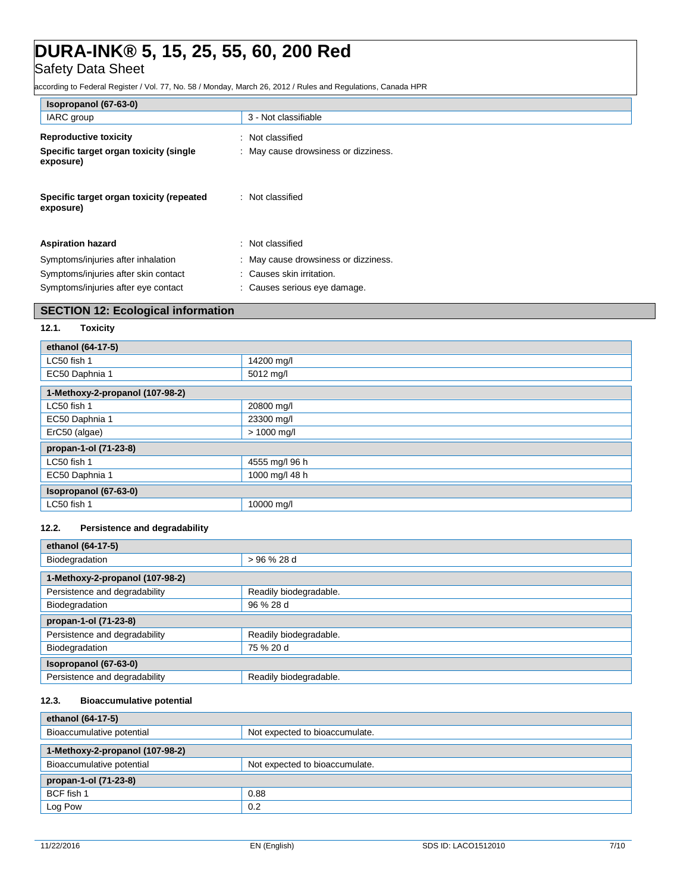| Isopropanol (67-63-0) | |
|---|---|
| IARC group | 3 - Not classifiable |

**Reproductive toxicity** : Not classified

**Specific target organ toxicity (single exposure)** : May cause drowsiness or dizziness.

**Specific target organ toxicity (repeated exposure)** : Not classified

**Aspiration hazard** : Not classified

Symptoms/injuries after inhalation : May cause drowsiness or dizziness.

Symptoms/injuries after skin contact : Causes skin irritation.

Symptoms/injuries after eye contact : Causes serious eye damage.

## SECTION 12: Ecological information

### 12.1. Toxicity

| ethanol (64-17-5) | |
|---|---|
| LC50 fish 1 | 14200 mg/l |
| EC50 Daphnia 1 | 5012 mg/l |
| **1-Methoxy-2-propanol (107-98-2)** | |
| LC50 fish 1 | 20800 mg/l |
| EC50 Daphnia 1 | 23300 mg/l |
| ErC50 (algae) | > 1000 mg/l |
| **propan-1-ol (71-23-8)** | |
| LC50 fish 1 | 4555 mg/l 96 h |
| EC50 Daphnia 1 | 1000 mg/l 48 h |
| **Isopropanol (67-63-0)** | |
| LC50 fish 1 | 10000 mg/l |

### 12.2. Persistence and degradability

| ethanol (64-17-5) | |
|---|---|
| Biodegradation | > 96 % 28 d |
| **1-Methoxy-2-propanol (107-98-2)** | |
| Persistence and degradability | Readily biodegradable. |
| Biodegradation | 96 % 28 d |
| **propan-1-ol (71-23-8)** | |
| Persistence and degradability | Readily biodegradable. |
| Biodegradation | 75 % 20 d |
| **Isopropanol (67-63-0)** | |
| Persistence and degradability | Readily biodegradable. |

### 12.3. Bioaccumulative potential

| ethanol (64-17-5) | |
|---|---|
| Bioaccumulative potential | Not expected to bioaccumulate. |
| **1-Methoxy-2-propanol (107-98-2)** | |
| Bioaccumulative potential | Not expected to bioaccumulate. |
| **propan-1-ol (71-23-8)** | |
| BCF fish 1 | 0.88 |
| Log Pow | 0.2 |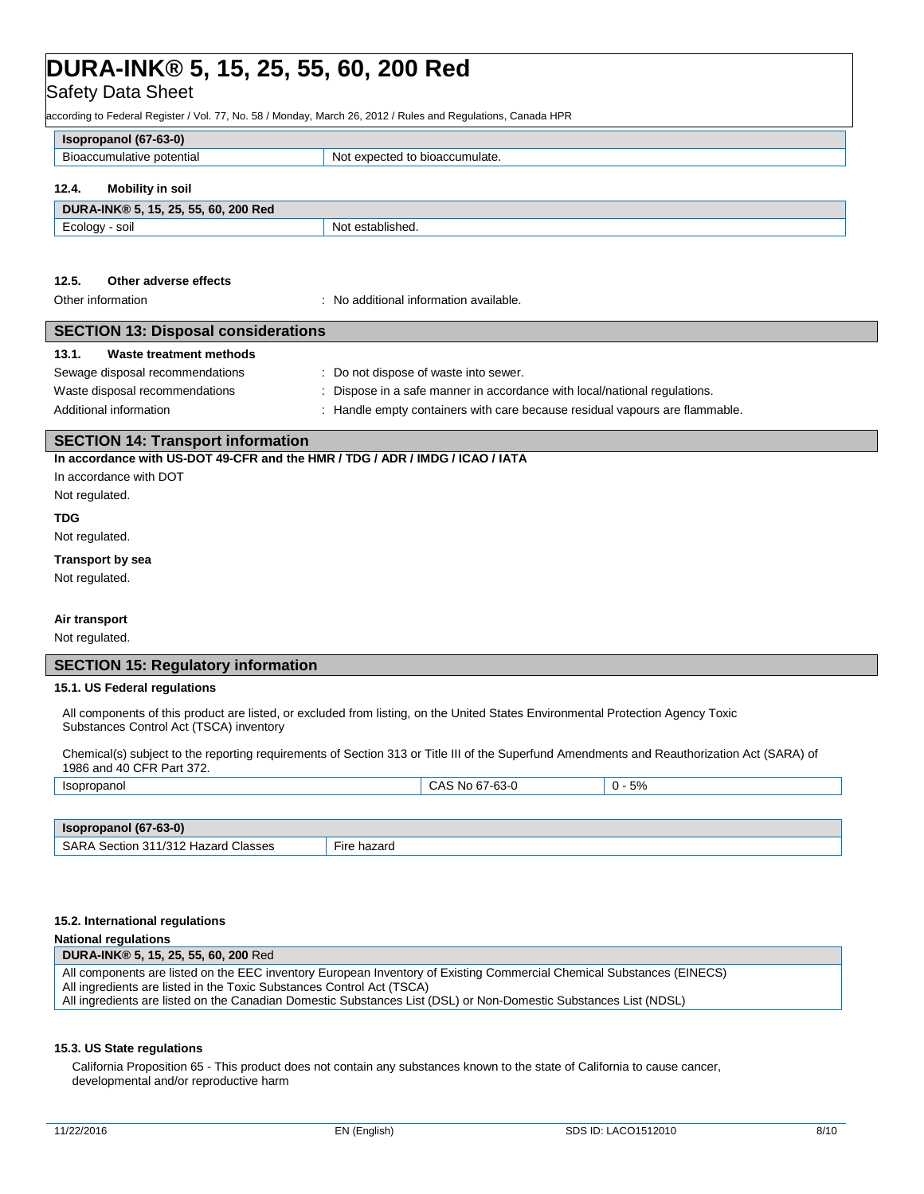| Isopropanol (67-63-0) | |
|---|---|
| Bioaccumulative potential | Not expected to bioaccumulate. |

### 12.4. Mobility in soil

| DURA-INK® 5, 15, 25, 55, 60, 200 Red | |
|---|---|
| Ecology - soil | Not established. |

### 12.5. Other adverse effects

Other information : No additional information available.

## SECTION 13: Disposal considerations

### 13.1. Waste treatment methods

Sewage disposal recommendations : Do not dispose of waste into sewer.

Waste disposal recommendations : Dispose in a safe manner in accordance with local/national regulations.

Additional information : Handle empty containers with care because residual vapours are flammable.

## SECTION 14: Transport information

**In accordance with US-DOT 49-CFR and the HMR / TDG / ADR / IMDG / ICAO / IATA**

In accordance with DOT

Not regulated.

**TDG**

Not regulated.

**Transport by sea**

Not regulated.

**Air transport**

Not regulated.

## SECTION 15: Regulatory information

### 15.1. US Federal regulations

All components of this product are listed, or excluded from listing, on the United States Environmental Protection Agency Toxic Substances Control Act (TSCA) inventory

Chemical(s) subject to the reporting requirements of Section 313 or Title III of the Superfund Amendments and Reauthorization Act (SARA) of 1986 and 40 CFR Part 372.

| Isopropanol | CAS No 67-63-0 | 0 - 5% |
|---|---|---|

| Isopropanol (67-63-0) | |
|---|---|
| SARA Section 311/312 Hazard Classes | Fire hazard |

### 15.2. International regulations

**National regulations**

| **DURA-INK® 5, 15, 25, 55, 60, 200** Red |
|---|
| All components are listed on the EEC inventory European Inventory of Existing Commercial Chemical Substances (EINECS)<br>All ingredients are listed in the Toxic Substances Control Act (TSCA)<br>All ingredients are listed on the Canadian Domestic Substances List (DSL) or Non-Domestic Substances List (NDSL) |

### 15.3. US State regulations

California Proposition 65 - This product does not contain any substances known to the state of California to cause cancer, developmental and/or reproductive harm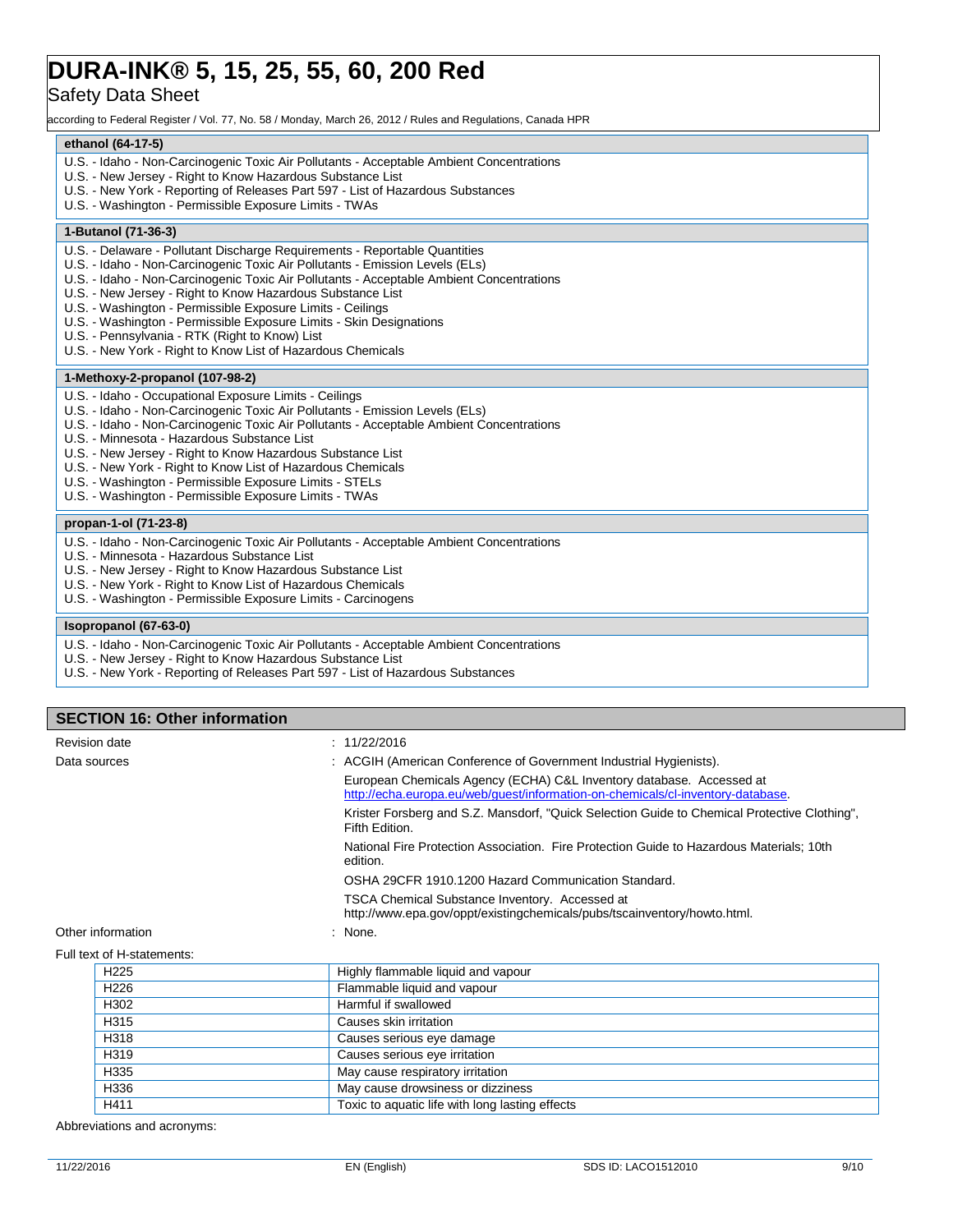**ethanol (64-17-5)**

U.S. - Idaho - Non-Carcinogenic Toxic Air Pollutants - Acceptable Ambient Concentrations
U.S. - New Jersey - Right to Know Hazardous Substance List
U.S. - New York - Reporting of Releases Part 597 - List of Hazardous Substances
U.S. - Washington - Permissible Exposure Limits - TWAs

**1-Butanol (71-36-3)**

U.S. - Delaware - Pollutant Discharge Requirements - Reportable Quantities
U.S. - Idaho - Non-Carcinogenic Toxic Air Pollutants - Emission Levels (ELs)
U.S. - Idaho - Non-Carcinogenic Toxic Air Pollutants - Acceptable Ambient Concentrations
U.S. - New Jersey - Right to Know Hazardous Substance List
U.S. - Washington - Permissible Exposure Limits - Ceilings
U.S. - Washington - Permissible Exposure Limits - Skin Designations
U.S. - Pennsylvania - RTK (Right to Know) List
U.S. - New York - Right to Know List of Hazardous Chemicals

**1-Methoxy-2-propanol (107-98-2)**

U.S. - Idaho - Occupational Exposure Limits - Ceilings
U.S. - Idaho - Non-Carcinogenic Toxic Air Pollutants - Emission Levels (ELs)
U.S. - Idaho - Non-Carcinogenic Toxic Air Pollutants - Acceptable Ambient Concentrations
U.S. - Minnesota - Hazardous Substance List
U.S. - New Jersey - Right to Know Hazardous Substance List
U.S. - New York - Right to Know List of Hazardous Chemicals
U.S. - Washington - Permissible Exposure Limits - STELs
U.S. - Washington - Permissible Exposure Limits - TWAs

**propan-1-ol (71-23-8)**

U.S. - Idaho - Non-Carcinogenic Toxic Air Pollutants - Acceptable Ambient Concentrations
U.S. - Minnesota - Hazardous Substance List
U.S. - New Jersey - Right to Know Hazardous Substance List
U.S. - New York - Right to Know List of Hazardous Chemicals
U.S. - Washington - Permissible Exposure Limits - Carcinogens

**Isopropanol (67-63-0)**

U.S. - Idaho - Non-Carcinogenic Toxic Air Pollutants - Acceptable Ambient Concentrations
U.S. - New Jersey - Right to Know Hazardous Substance List
U.S. - New York - Reporting of Releases Part 597 - List of Hazardous Substances

## SECTION 16: Other information

Revision date : 11/22/2016

Data sources : ACGIH (American Conference of Government Industrial Hygienists).

European Chemicals Agency (ECHA) C&L Inventory database. Accessed at http://echa.europa.eu/web/guest/information-on-chemicals/cl-inventory-database.

Krister Forsberg and S.Z. Mansdorf, "Quick Selection Guide to Chemical Protective Clothing", Fifth Edition.

National Fire Protection Association. Fire Protection Guide to Hazardous Materials; 10th edition.

OSHA 29CFR 1910.1200 Hazard Communication Standard.

TSCA Chemical Substance Inventory. Accessed at http://www.epa.gov/oppt/existingchemicals/pubs/tscainventory/howto.html.

Other information : None.

Full text of H-statements:

| | |
|---|---|
| H225 | Highly flammable liquid and vapour |
| H226 | Flammable liquid and vapour |
| H302 | Harmful if swallowed |
| H315 | Causes skin irritation |
| H318 | Causes serious eye damage |
| H319 | Causes serious eye irritation |
| H335 | May cause respiratory irritation |
| H336 | May cause drowsiness or dizziness |
| H411 | Toxic to aquatic life with long lasting effects |

Abbreviations and acronyms: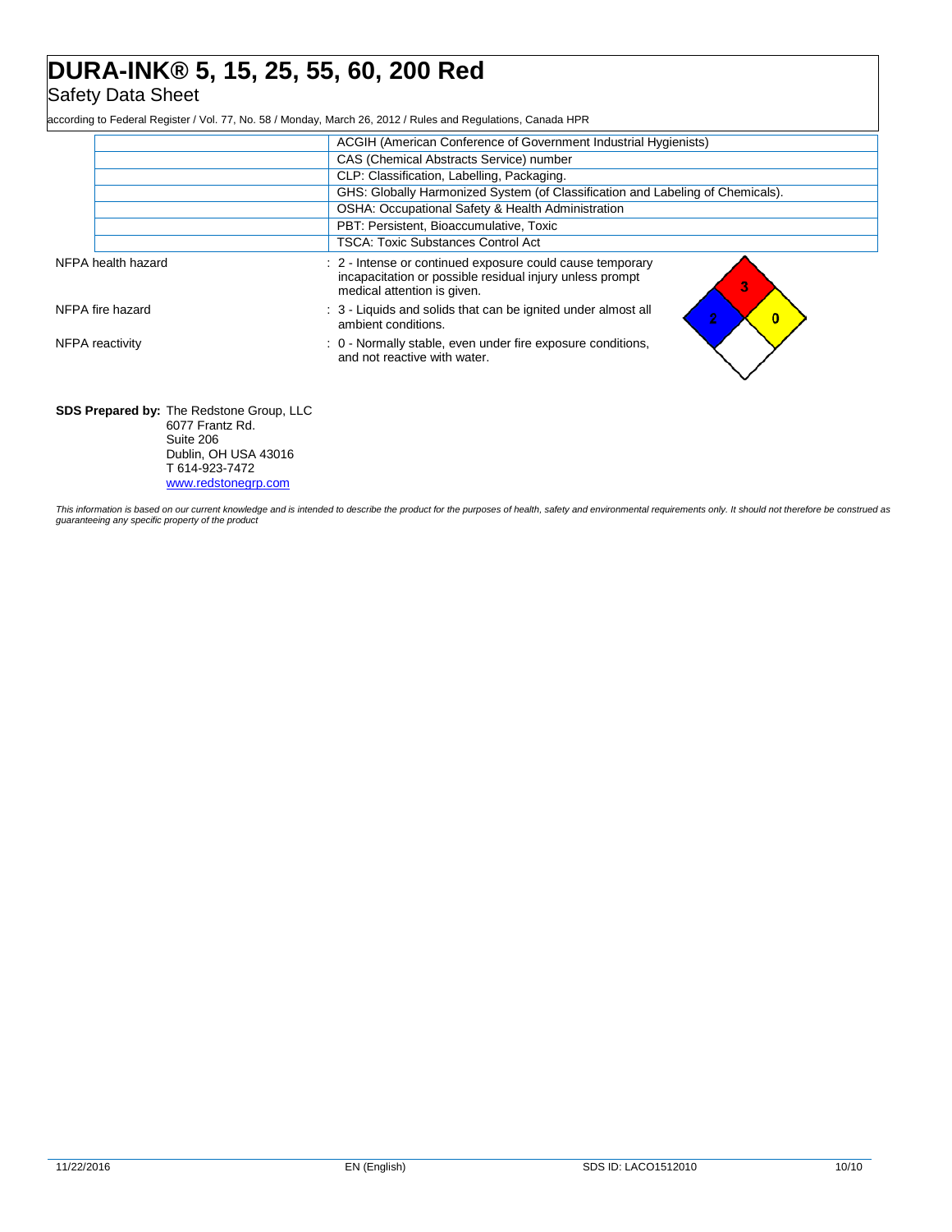| | |
|---|---|
| | ACGIH (American Conference of Government Industrial Hygienists) |
| | CAS (Chemical Abstracts Service) number |
| | CLP: Classification, Labelling, Packaging. |
| | GHS: Globally Harmonized System (of Classification and Labeling of Chemicals). |
| | OSHA: Occupational Safety & Health Administration |
| | PBT: Persistent, Bioaccumulative, Toxic |
| | TSCA: Toxic Substances Control Act |

NFPA health hazard : 2 - Intense or continued exposure could cause temporary incapacitation or possible residual injury unless prompt medical attention is given.

NFPA fire hazard : 3 - Liquids and solids that can be ignited under almost all ambient conditions.

NFPA reactivity : 0 - Normally stable, even under fire exposure conditions, and not reactive with water.

3

2

0

**SDS Prepared by:** The Redstone Group, LLC
6077 Frantz Rd.
Suite 206
Dublin, OH USA 43016
T 614-923-7472
www.redstonegrp.com

*This information is based on our current knowledge and is intended to describe the product for the purposes of health, safety and environmental requirements only. It should not therefore be construed as guaranteeing any specific property of the product*